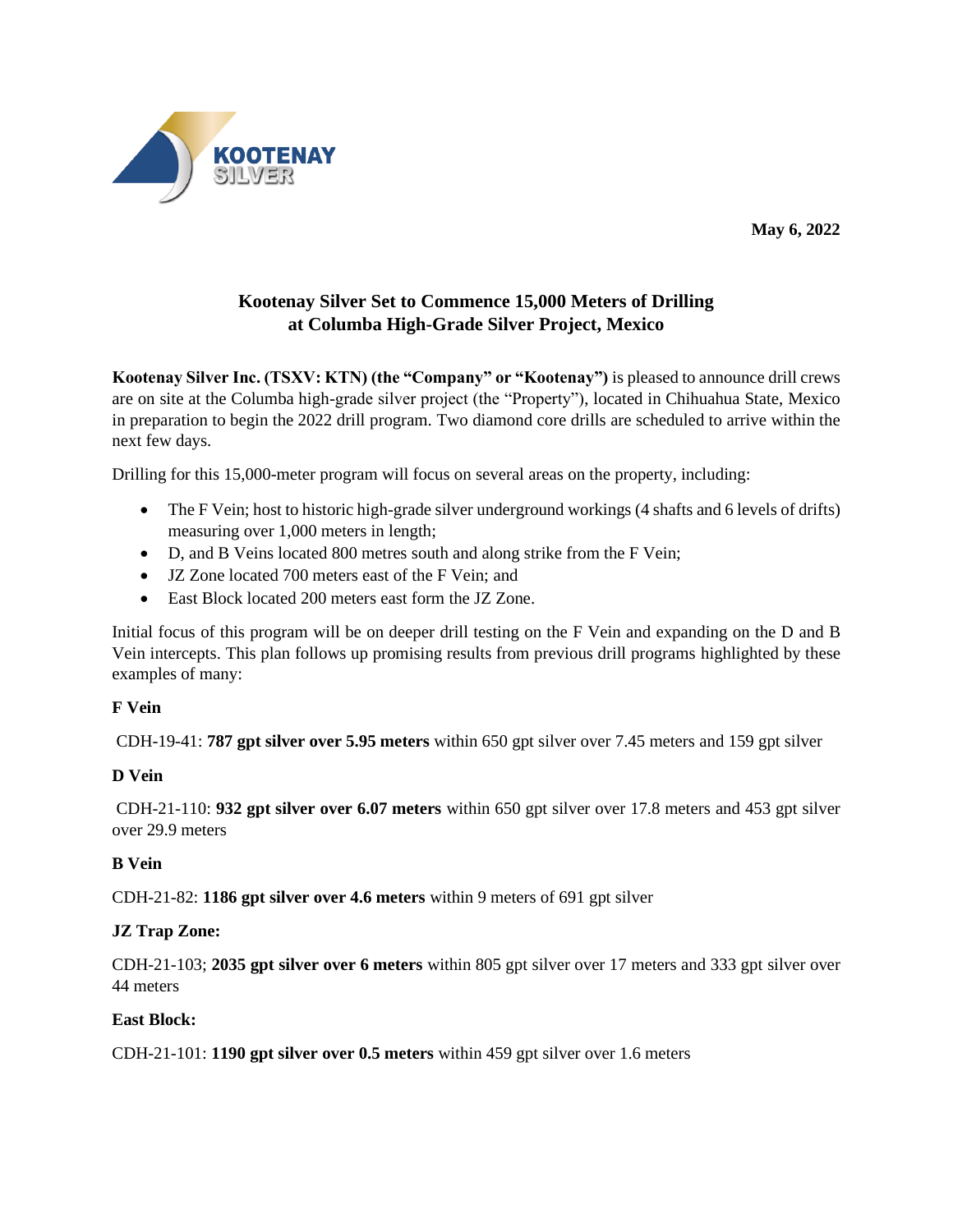May 6, 2022

# Kootenay Silver Set to Commence 15,000 Meters of Drilling at Columba High-Grade Silver Project, Mexico

**Kootenay Silver Inc. (TSXV: KTN) (the "Company" or "Kootenay")** is pleased to announce drill crews are on site at the Columba high-grade silver project (the "Property"), located in Chihuahua State, Mexico in preparation to begin the 2022 drill program. Two diamond core drills are scheduled to arrive within the next few days.

Drilling for this 15,000-meter program will focus on several areas on the property, including:

- The F Vein; host to historic high-grade silver underground workings (4 shafts and 6 levels of drifts) measuring over 1,000 meters in length;
- D, and B Veins located 800 metres south and along strike from the F Vein;
- JZ Zone located 700 meters east of the F Vein; and
- East Block located 200 meters east form the JZ Zone.

Initial focus of this program will be on deeper drill testing on the F Vein and expanding on the D and B Vein intercepts. This plan follows up promising results from previous drill programs highlighted by these examples of many:

**F Vein**

CDH-19-41: **787 gpt silver over 5.95 meters** within 650 gpt silver over 7.45 meters and 159 gpt silver

**D Vein**

CDH-21-110: **932 gpt silver over 6.07 meters** within 650 gpt silver over 17.8 meters and 453 gpt silver over 29.9 meters

**B Vein**

CDH-21-82: **1186 gpt silver over 4.6 meters** within 9 meters of 691 gpt silver

**JZ Trap Zone:**

CDH-21-103; **2035 gpt silver over 6 meters** within 805 gpt silver over 17 meters and 333 gpt silver over 44 meters

**East Block:**

CDH-21-101: **1190 gpt silver over 0.5 meters** within 459 gpt silver over 1.6 meters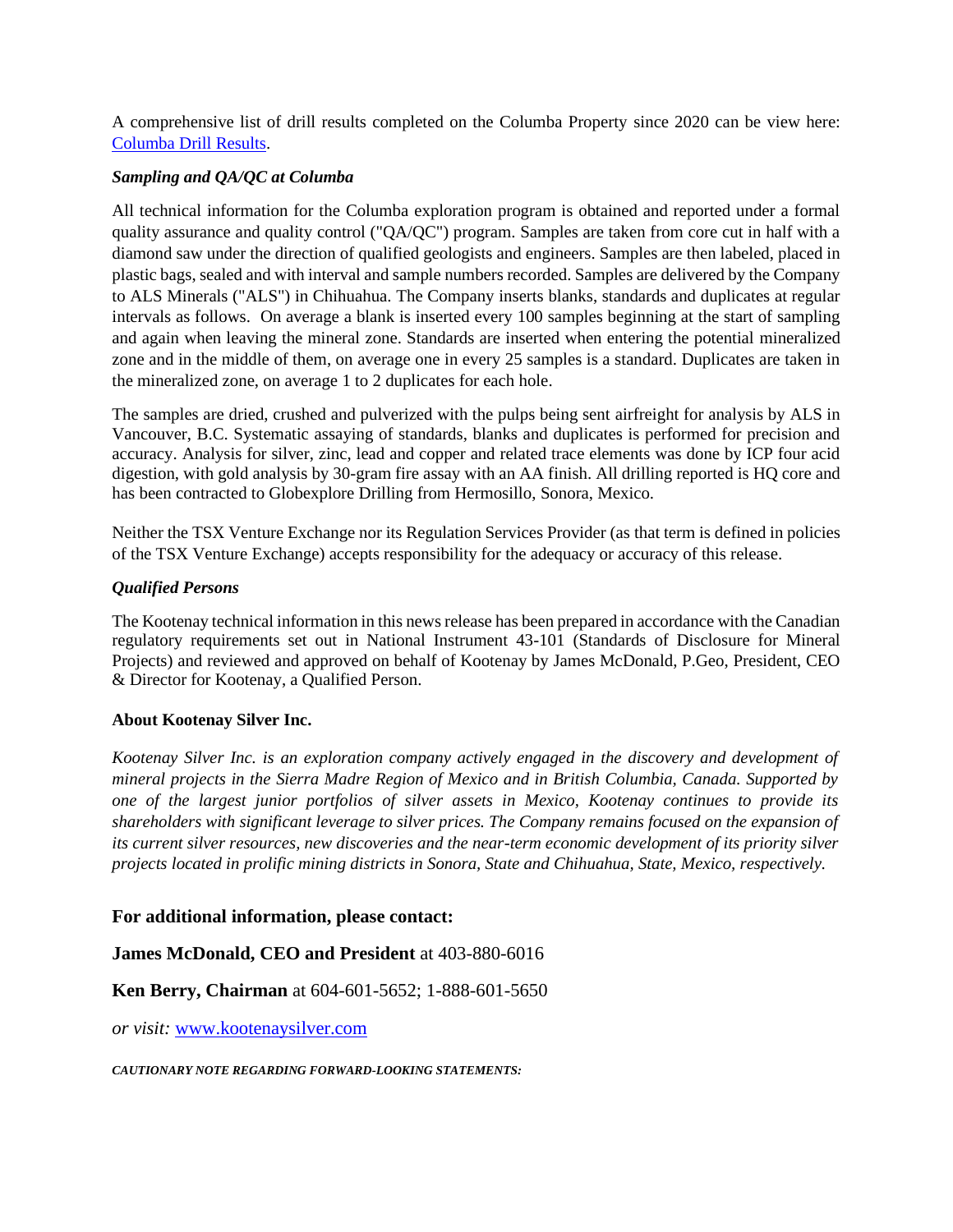A comprehensive list of drill results completed on the Columba Property since 2020 can be view here: [Columba Drill Results](Columba Drill Results).

### *Sampling and QA/QC at Columba*

All technical information for the Columba exploration program is obtained and reported under a formal quality assurance and quality control ("QA/QC") program. Samples are taken from core cut in half with a diamond saw under the direction of qualified geologists and engineers. Samples are then labeled, placed in plastic bags, sealed and with interval and sample numbers recorded. Samples are delivered by the Company to ALS Minerals ("ALS") in Chihuahua. The Company inserts blanks, standards and duplicates at regular intervals as follows. On average a blank is inserted every 100 samples beginning at the start of sampling and again when leaving the mineral zone. Standards are inserted when entering the potential mineralized zone and in the middle of them, on average one in every 25 samples is a standard. Duplicates are taken in the mineralized zone, on average 1 to 2 duplicates for each hole.

The samples are dried, crushed and pulverized with the pulps being sent airfreight for analysis by ALS in Vancouver, B.C. Systematic assaying of standards, blanks and duplicates is performed for precision and accuracy. Analysis for silver, zinc, lead and copper and related trace elements was done by ICP four acid digestion, with gold analysis by 30-gram fire assay with an AA finish. All drilling reported is HQ core and has been contracted to Globexplore Drilling from Hermosillo, Sonora, Mexico.

Neither the TSX Venture Exchange nor its Regulation Services Provider (as that term is defined in policies of the TSX Venture Exchange) accepts responsibility for the adequacy or accuracy of this release.

### *Qualified Persons*

The Kootenay technical information in this news release has been prepared in accordance with the Canadian regulatory requirements set out in National Instrument 43-101 (Standards of Disclosure for Mineral Projects) and reviewed and approved on behalf of Kootenay by James McDonald, P.Geo, President, CEO & Director for Kootenay, a Qualified Person.

### About Kootenay Silver Inc.

*Kootenay Silver Inc. is an exploration company actively engaged in the discovery and development of mineral projects in the Sierra Madre Region of Mexico and in British Columbia, Canada. Supported by one of the largest junior portfolios of silver assets in Mexico, Kootenay continues to provide its shareholders with significant leverage to silver prices. The Company remains focused on the expansion of its current silver resources, new discoveries and the near-term economic development of its priority silver projects located in prolific mining districts in Sonora, State and Chihuahua, State, Mexico, respectively.*

## For additional information, please contact:

**James McDonald, CEO and President** at 403-880-6016

**Ken Berry, Chairman** at 604-601-5652; 1-888-601-5650

*or visit:* [www.kootenaysilver.com](www.kootenaysilver.com)

***CAUTIONARY NOTE REGARDING FORWARD-LOOKING STATEMENTS:***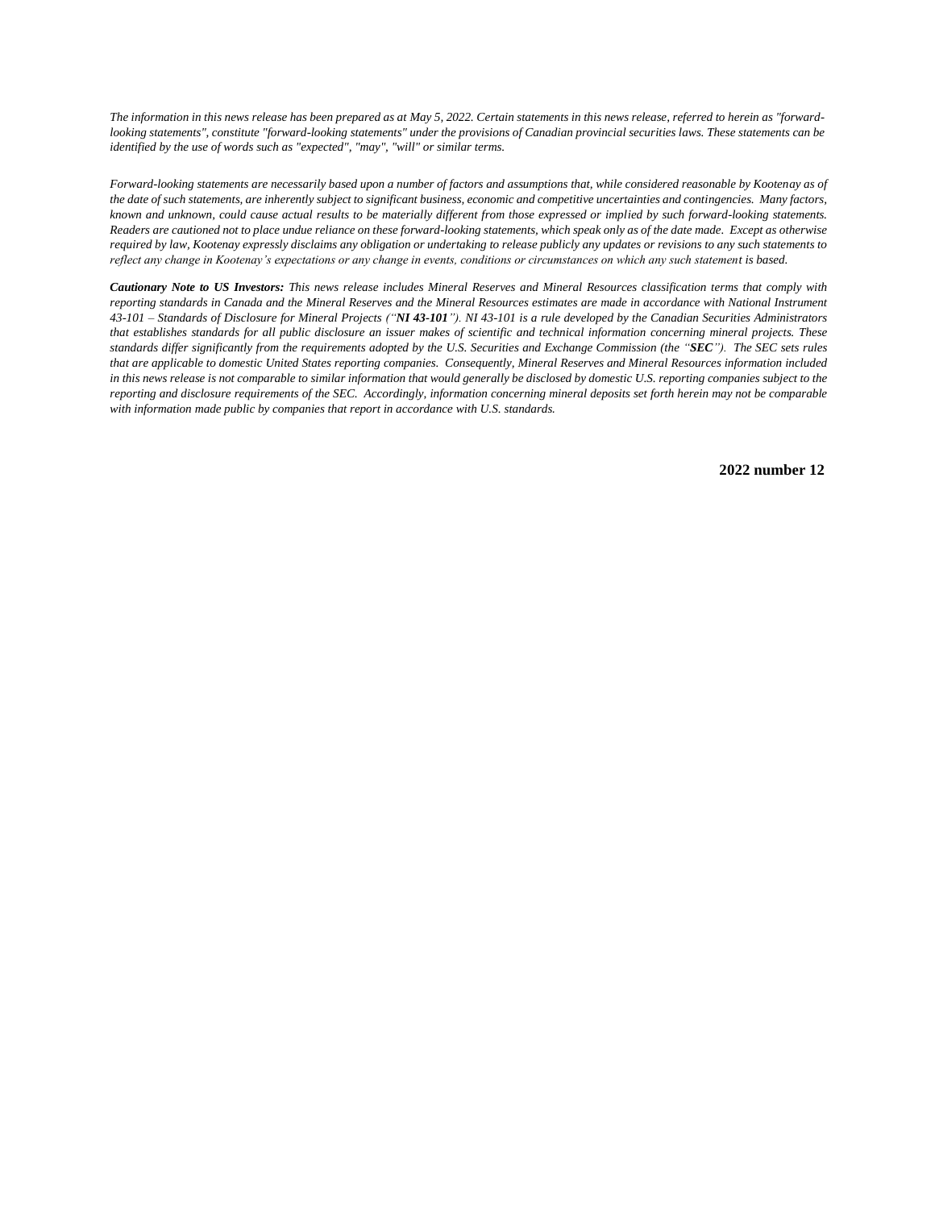*The information in this news release has been prepared as at May 5, 2022. Certain statements in this news release, referred to herein as "forward-looking statements", constitute "forward-looking statements" under the provisions of Canadian provincial securities laws. These statements can be identified by the use of words such as "expected", "may", "will" or similar terms.*

*Forward-looking statements are necessarily based upon a number of factors and assumptions that, while considered reasonable by Kootenay as of the date of such statements, are inherently subject to significant business, economic and competitive uncertainties and contingencies. Many factors, known and unknown, could cause actual results to be materially different from those expressed or implied by such forward-looking statements. Readers are cautioned not to place undue reliance on these forward-looking statements, which speak only as of the date made. Except as otherwise required by law, Kootenay expressly disclaims any obligation or undertaking to release publicly any updates or revisions to any such statements to reflect any change in Kootenay's expectations or any change in events, conditions or circumstances on which any such statement is based.*

***Cautionary Note to US Investors:*** *This news release includes Mineral Reserves and Mineral Resources classification terms that comply with reporting standards in Canada and the Mineral Reserves and the Mineral Resources estimates are made in accordance with National Instrument 43-101 – Standards of Disclosure for Mineral Projects ("**NI 43-101**"). NI 43-101 is a rule developed by the Canadian Securities Administrators that establishes standards for all public disclosure an issuer makes of scientific and technical information concerning mineral projects. These standards differ significantly from the requirements adopted by the U.S. Securities and Exchange Commission (the "**SEC**"). The SEC sets rules that are applicable to domestic United States reporting companies. Consequently, Mineral Reserves and Mineral Resources information included in this news release is not comparable to similar information that would generally be disclosed by domestic U.S. reporting companies subject to the reporting and disclosure requirements of the SEC. Accordingly, information concerning mineral deposits set forth herein may not be comparable with information made public by companies that report in accordance with U.S. standards.*

**2022 number 12**